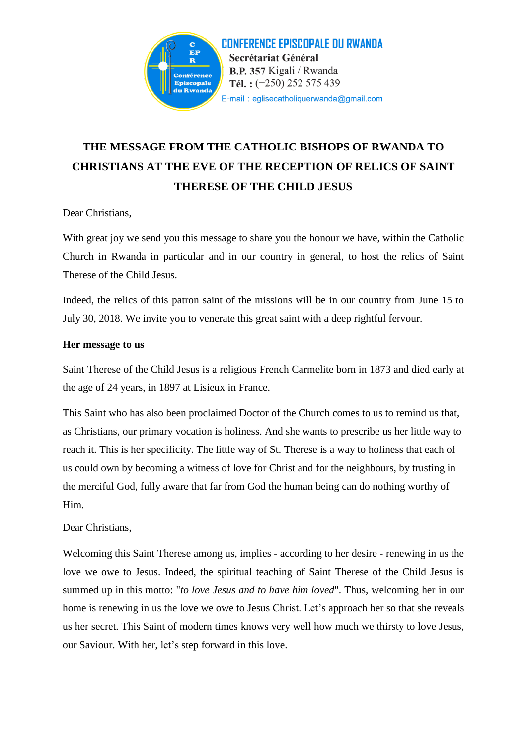**CONFERENCE EPISCOPALE DU RWANDA**
**Secrétariat Général**
**B.P. 357** Kigali / Rwanda
**Tél. :** (+250) 252 575 439
E-mail : eglisecatholiquerwanda@gmail.com

# THE MESSAGE FROM THE CATHOLIC BISHOPS OF RWANDA TO CHRISTIANS AT THE EVE OF THE RECEPTION OF RELICS OF SAINT THERESE OF THE CHILD JESUS

Dear Christians,

With great joy we send you this message to share you the honour we have, within the Catholic Church in Rwanda in particular and in our country in general, to host the relics of Saint Therese of the Child Jesus.

Indeed, the relics of this patron saint of the missions will be in our country from June 15 to July 30, 2018. We invite you to venerate this great saint with a deep rightful fervour.

**Her message to us**

Saint Therese of the Child Jesus is a religious French Carmelite born in 1873 and died early at the age of 24 years, in 1897 at Lisieux in France.

This Saint who has also been proclaimed Doctor of the Church comes to us to remind us that, as Christians, our primary vocation is holiness. And she wants to prescribe us her little way to reach it. This is her specificity. The little way of St. Therese is a way to holiness that each of us could own by becoming a witness of love for Christ and for the neighbours, by trusting in the merciful God, fully aware that far from God the human being can do nothing worthy of Him.

Dear Christians,

Welcoming this Saint Therese among us, implies - according to her desire - renewing in us the love we owe to Jesus. Indeed, the spiritual teaching of Saint Therese of the Child Jesus is summed up in this motto: "*to love Jesus and to have him loved*". Thus, welcoming her in our home is renewing in us the love we owe to Jesus Christ. Let's approach her so that she reveals us her secret. This Saint of modern times knows very well how much we thirsty to love Jesus, our Saviour. With her, let's step forward in this love.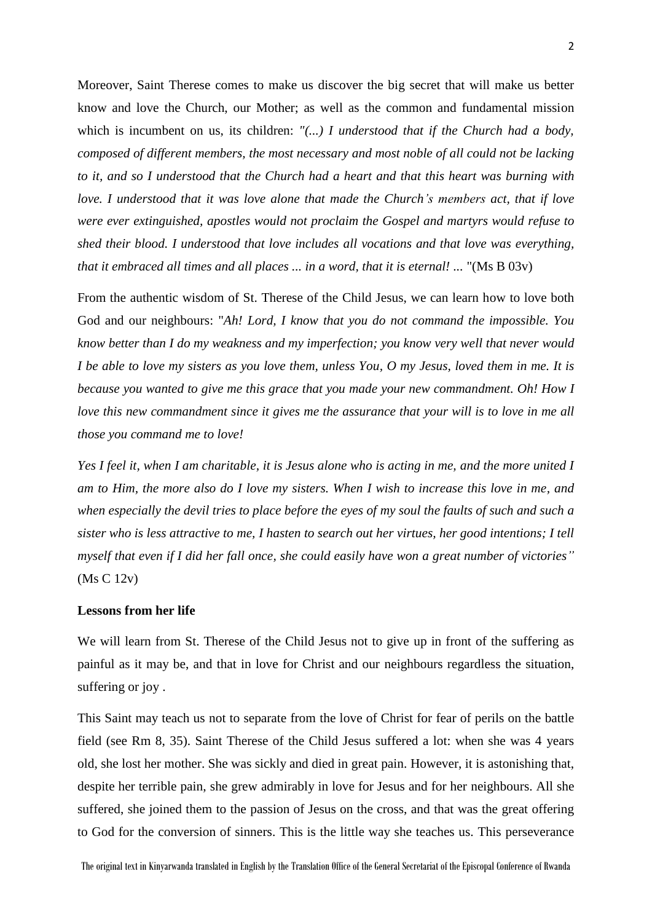Moreover, Saint Therese comes to make us discover the big secret that will make us better know and love the Church, our Mother; as well as the common and fundamental mission which is incumbent on us, its children: *"(...) I understood that if the Church had a body, composed of different members, the most necessary and most noble of all could not be lacking to it, and so I understood that the Church had a heart and that this heart was burning with love. I understood that it was love alone that made the Church's members act, that if love were ever extinguished, apostles would not proclaim the Gospel and martyrs would refuse to shed their blood. I understood that love includes all vocations and that love was everything, that it embraced all times and all places ... in a word, that it is eternal! ...* "(Ms B 03v)

From the authentic wisdom of St. Therese of the Child Jesus, we can learn how to love both God and our neighbours: "*Ah! Lord, I know that you do not command the impossible. You know better than I do my weakness and my imperfection; you know very well that never would I be able to love my sisters as you love them, unless You, O my Jesus, loved them in me. It is because you wanted to give me this grace that you made your new commandment. Oh! How I love this new commandment since it gives me the assurance that your will is to love in me all those you command me to love!*

*Yes I feel it, when I am charitable, it is Jesus alone who is acting in me, and the more united I am to Him, the more also do I love my sisters. When I wish to increase this love in me, and when especially the devil tries to place before the eyes of my soul the faults of such and such a sister who is less attractive to me, I hasten to search out her virtues, her good intentions; I tell myself that even if I did her fall once, she could easily have won a great number of victories"* (Ms C 12v)

**Lessons from her life**

We will learn from St. Therese of the Child Jesus not to give up in front of the suffering as painful as it may be, and that in love for Christ and our neighbours regardless the situation, suffering or joy .

This Saint may teach us not to separate from the love of Christ for fear of perils on the battle field (see Rm 8, 35). Saint Therese of the Child Jesus suffered a lot: when she was 4 years old, she lost her mother. She was sickly and died in great pain. However, it is astonishing that, despite her terrible pain, she grew admirably in love for Jesus and for her neighbours. All she suffered, she joined them to the passion of Jesus on the cross, and that was the great offering to God for the conversion of sinners. This is the little way she teaches us. This perseverance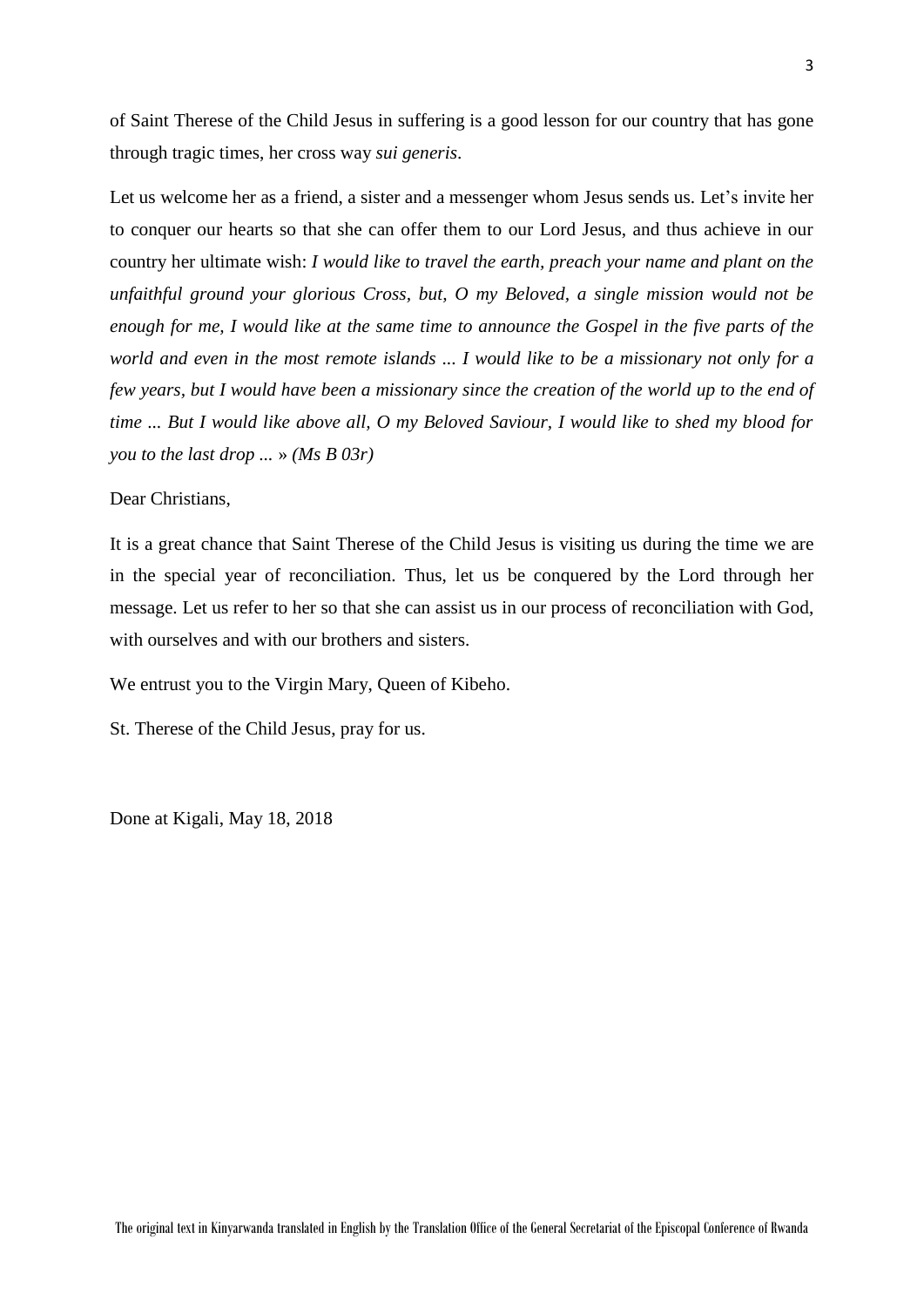of Saint Therese of the Child Jesus in suffering is a good lesson for our country that has gone through tragic times, her cross way *sui generis*.

Let us welcome her as a friend, a sister and a messenger whom Jesus sends us. Let's invite her to conquer our hearts so that she can offer them to our Lord Jesus, and thus achieve in our country her ultimate wish: *I would like to travel the earth, preach your name and plant on the unfaithful ground your glorious Cross, but, O my Beloved, a single mission would not be enough for me, I would like at the same time to announce the Gospel in the five parts of the world and even in the most remote islands ... I would like to be a missionary not only for a few years, but I would have been a missionary since the creation of the world up to the end of time ... But I would like above all, O my Beloved Saviour, I would like to shed my blood for you to the last drop ...* » *(Ms B 03r)*

Dear Christians,

It is a great chance that Saint Therese of the Child Jesus is visiting us during the time we are in the special year of reconciliation. Thus, let us be conquered by the Lord through her message. Let us refer to her so that she can assist us in our process of reconciliation with God, with ourselves and with our brothers and sisters.

We entrust you to the Virgin Mary, Queen of Kibeho.

St. Therese of the Child Jesus, pray for us.

Done at Kigali, May 18, 2018

The original text in Kinyarwanda translated in English by the Translation Office of the General Secretariat of the Episcopal Conference of Rwanda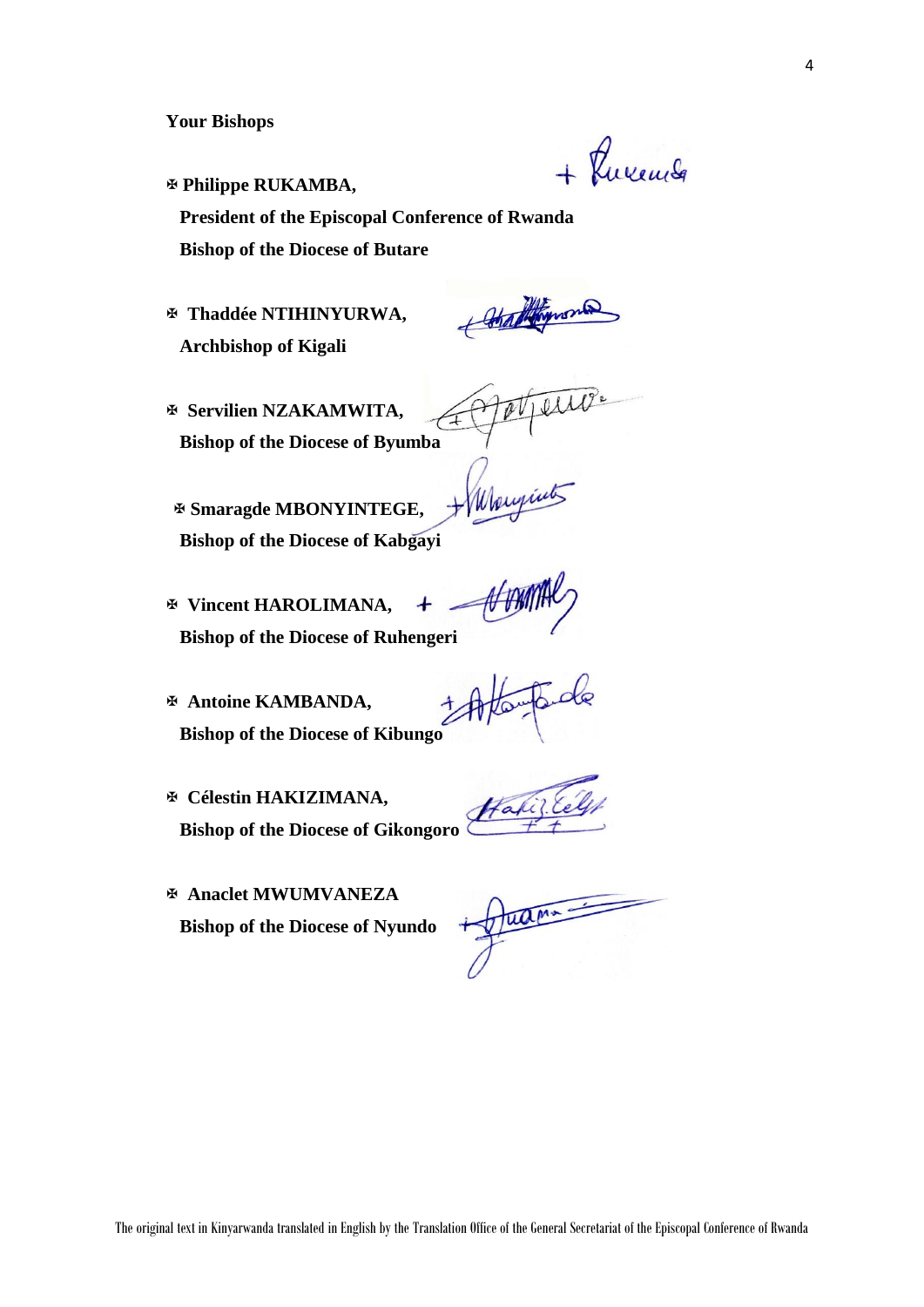**Your Bishops**

✠ **Philippe RUKAMBA,**
**President of the Episcopal Conference of Rwanda**
**Bishop of the Diocese of Butare**

✠ **Thaddée NTIHINYURWA,**
**Archbishop of Kigali**

✠ **Servilien NZAKAMWITA,**
**Bishop of the Diocese of Byumba**

✠ **Smaragde MBONYINTEGE,**
**Bishop of the Diocese of Kabgayi**

✠ **Vincent HAROLIMANA,**
**Bishop of the Diocese of Ruhengeri**

✠ **Antoine KAMBANDA,**
**Bishop of the Diocese of Kibungo**

✠ **Célestin HAKIZIMANA,**
**Bishop of the Diocese of Gikongoro**

✠ **Anaclet MWUMVANEZA**
**Bishop of the Diocese of Nyundo**

The original text in Kinyarwanda translated in English by the Translation Office of the General Secretariat of the Episcopal Conference of Rwanda